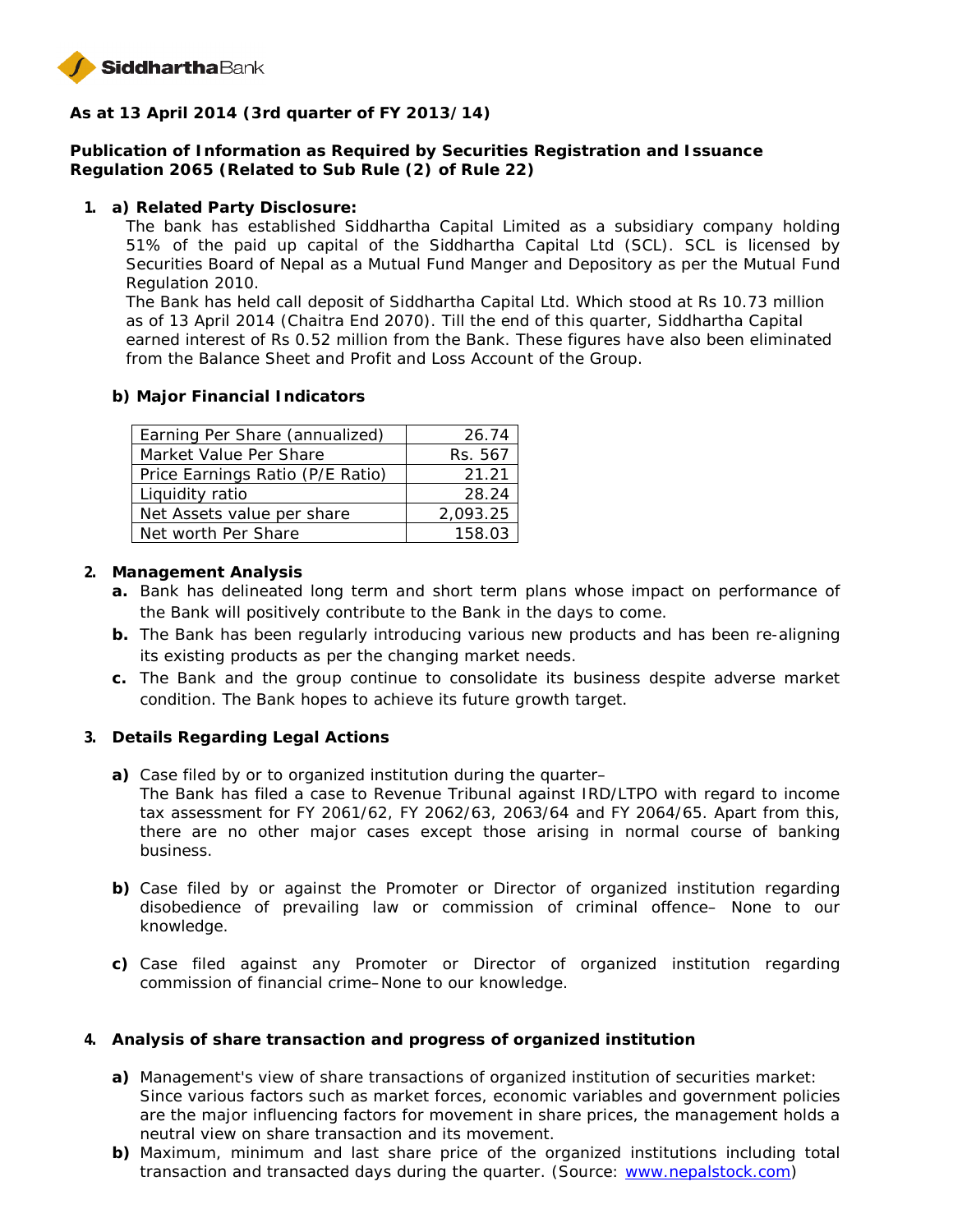**As at 13 April 2014 (3rd quarter of FY 2013/14)**

**Publication of Information as Required by Securities Registration and Issuance Regulation 2065 (Related to Sub Rule (2) of Rule 22)**

1. **a) Related Party Disclosure:**

   The bank has established Siddhartha Capital Limited as a subsidiary company holding 51% of the paid up capital of the Siddhartha Capital Ltd (SCL). SCL is licensed by Securities Board of Nepal as a Mutual Fund Manger and Depository as per the Mutual Fund Regulation 2010.

   The Bank has held call deposit of Siddhartha Capital Ltd. Which stood at Rs 10.73 million as of 13 April 2014 (Chaitra End 2070). Till the end of this quarter, Siddhartha Capital earned interest of Rs 0.52 million from the Bank. These figures have also been eliminated from the Balance Sheet and Profit and Loss Account of the Group.

   **b) Major Financial Indicators**

| Earning Per Share (annualized) | 26.74 |
|---|---|
| Market Value Per Share | Rs. 567 |
| Price Earnings Ratio (P/E Ratio) | 21.21 |
| Liquidity ratio | 28.24 |
| Net Assets value per share | 2,093.25 |
| Net worth Per Share | 158.03 |

2. **Management Analysis**

   **a.** Bank has delineated long term and short term plans whose impact on performance of the Bank will positively contribute to the Bank in the days to come.

   **b.** The Bank has been regularly introducing various new products and has been re-aligning its existing products as per the changing market needs.

   **c.** The Bank and the group continue to consolidate its business despite adverse market condition. The Bank hopes to achieve its future growth target.

3. **Details Regarding Legal Actions**

   **a)** Case filed by or to organized institution during the quarter–
   The Bank has filed a case to Revenue Tribunal against IRD/LTPO with regard to income tax assessment for FY 2061/62, FY 2062/63, 2063/64 and FY 2064/65. Apart from this, there are no other major cases except those arising in normal course of banking business.

   **b)** Case filed by or against the Promoter or Director of organized institution regarding disobedience of prevailing law or commission of criminal offence– None to our knowledge.

   **c)** Case filed against any Promoter or Director of organized institution regarding commission of financial crime–None to our knowledge.

4. **Analysis of share transaction and progress of organized institution**

   **a)** Management's view of share transactions of organized institution of securities market:
   Since various factors such as market forces, economic variables and government policies are the major influencing factors for movement in share prices, the management holds a neutral view on share transaction and its movement.

   **b)** Maximum, minimum and last share price of the organized institutions including total transaction and transacted days during the quarter. (Source: www.nepalstock.com)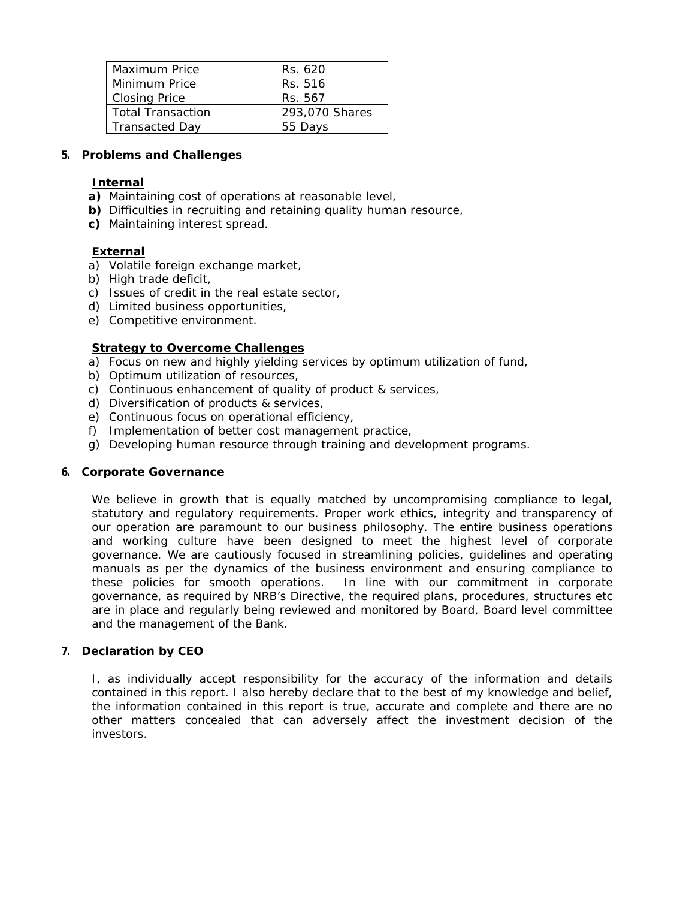| | |
|---|---|
| Maximum Price | Rs. 620 |
| Minimum Price | Rs. 516 |
| Closing Price | Rs. 567 |
| Total Transaction | 293,070 Shares |
| Transacted Day | 55 Days |

## 5. Problems and Challenges

**Internal**

**a)** Maintaining cost of operations at reasonable level,
**b)** Difficulties in recruiting and retaining quality human resource,
**c)** Maintaining interest spread.

**External**

a) Volatile foreign exchange market,
b) High trade deficit,
c) Issues of credit in the real estate sector,
d) Limited business opportunities,
e) Competitive environment.

**Strategy to Overcome Challenges**

a) Focus on new and highly yielding services by optimum utilization of fund,
b) Optimum utilization of resources,
c) Continuous enhancement of quality of product & services,
d) Diversification of products & services,
e) Continuous focus on operational efficiency,
f) Implementation of better cost management practice,
g) Developing human resource through training and development programs.

## 6. Corporate Governance

We believe in growth that is equally matched by uncompromising compliance to legal, statutory and regulatory requirements. Proper work ethics, integrity and transparency of our operation are paramount to our business philosophy. The entire business operations and working culture have been designed to meet the highest level of corporate governance. We are cautiously focused in streamlining policies, guidelines and operating manuals as per the dynamics of the business environment and ensuring compliance to these policies for smooth operations. In line with our commitment in corporate governance, as required by NRB's Directive, the required plans, procedures, structures etc are in place and regularly being reviewed and monitored by Board, Board level committee and the management of the Bank.

## 7. Declaration by CEO

I, as individually accept responsibility for the accuracy of the information and details contained in this report. I also hereby declare that to the best of my knowledge and belief, the information contained in this report is true, accurate and complete and there are no other matters concealed that can adversely affect the investment decision of the investors.